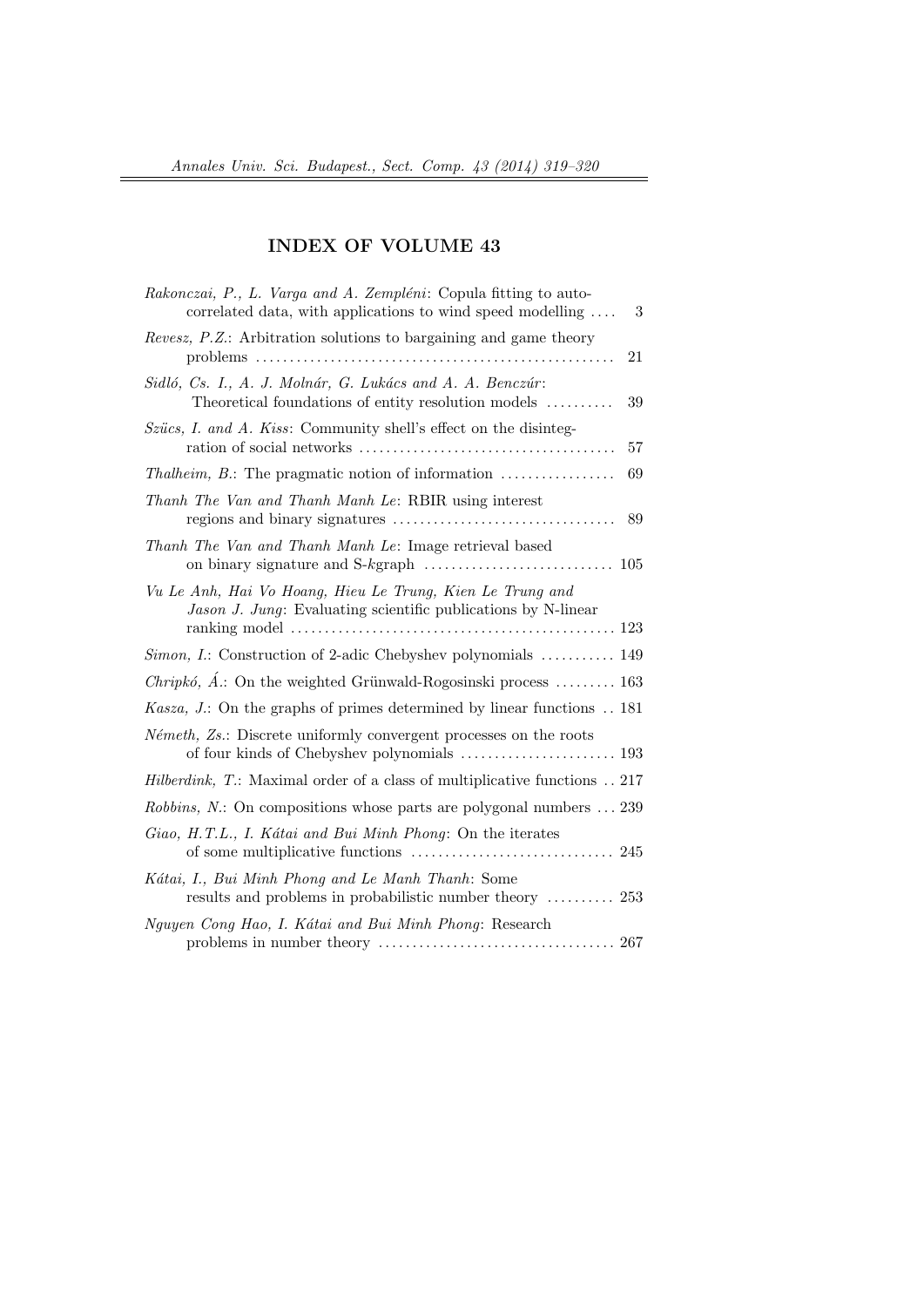# INDEX OF VOLUME 43

*Rakonczai, P., L. Varga and A. Zempléni*: Copula fitting to autocorrelated data, with applications to wind speed modelling .... 3

*Revesz, P.Z.*: Arbitration solutions to bargaining and game theory problems .... 21

*Sidló, Cs. I., A. J. Molnár, G. Lukács and A. A. Benczúr*: Theoretical foundations of entity resolution models .... 39

*Szücs, I. and A. Kiss*: Community shell's effect on the disintegration of social networks .... 57

*Thalheim, B.*: The pragmatic notion of information .... 69

*Thanh The Van and Thanh Manh Le*: RBIR using interest regions and binary signatures .... 89

*Thanh The Van and Thanh Manh Le*: Image retrieval based on binary signature and S-*k*graph .... 105

*Vu Le Anh, Hai Vo Hoang, Hieu Le Trung, Kien Le Trung and Jason J. Jung*: Evaluating scientific publications by N-linear ranking model .... 123

*Simon, I.*: Construction of 2-adic Chebyshev polynomials .... 149

*Chripkó, Á.*: On the weighted Grünwald-Rogosinski process .... 163

*Kasza, J.*: On the graphs of primes determined by linear functions .. 181

*Németh, Zs.*: Discrete uniformly convergent processes on the roots of four kinds of Chebyshev polynomials .... 193

*Hilberdink, T.*: Maximal order of a class of multiplicative functions .. 217

*Robbins, N.*: On compositions whose parts are polygonal numbers ... 239

*Giao, H.T.L., I. Kátai and Bui Minh Phong*: On the iterates of some multiplicative functions .... 245

*Kátai, I., Bui Minh Phong and Le Manh Thanh*: Some results and problems in probabilistic number theory .... 253

*Nguyen Cong Hao, I. Kátai and Bui Minh Phong*: Research problems in number theory .... 267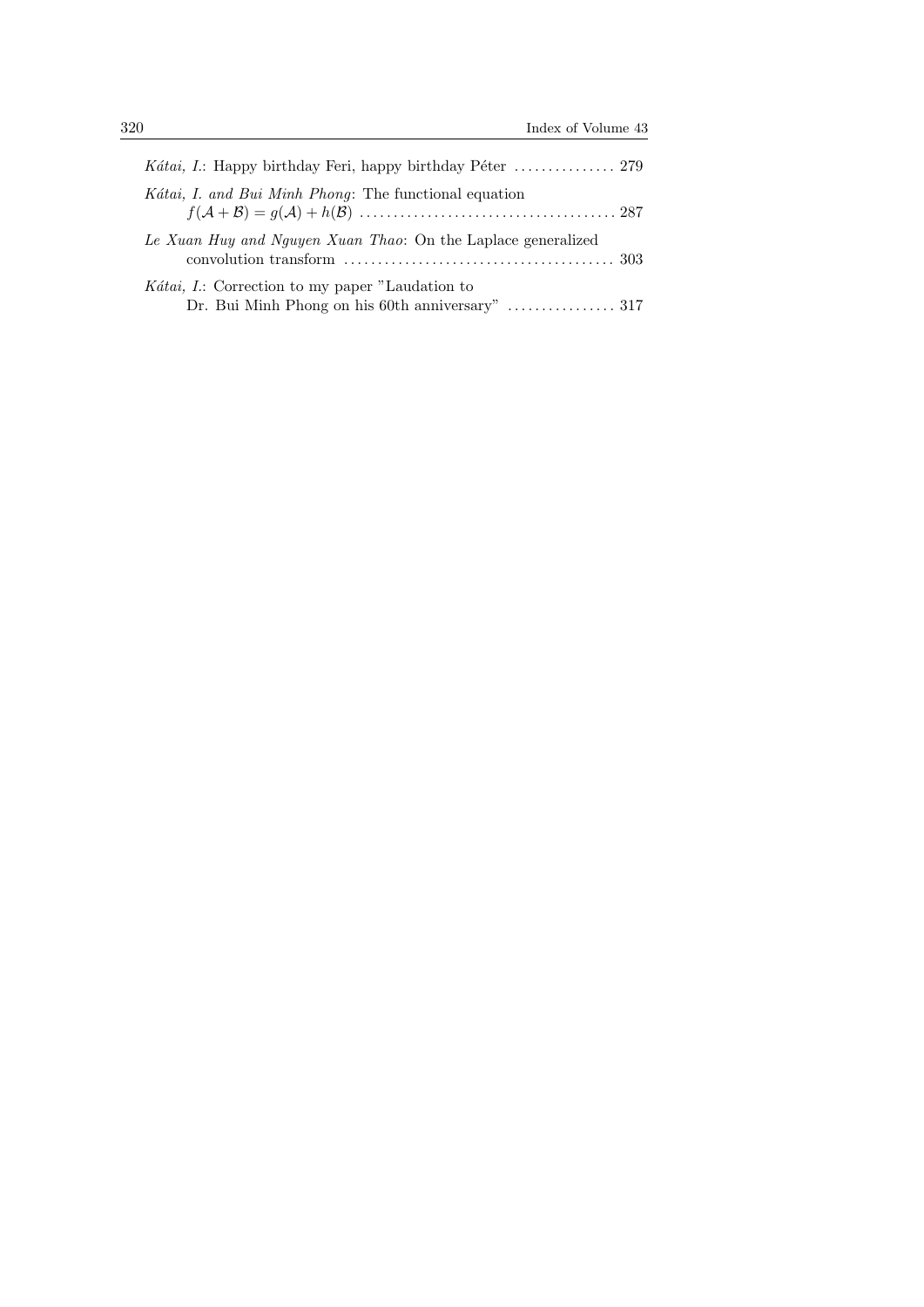*Kátai, I.*: Happy birthday Feri, happy birthday Péter ............... 279

*Kátai, I. and Bui Minh Phong*: The functional equation $f(\mathcal{A}+\mathcal{B}) = g(\mathcal{A}) + h(\mathcal{B})$ ...................................... 287

*Le Xuan Huy and Nguyen Xuan Thao*: On the Laplace generalized convolution transform ........................................ 303

*Kátai, I.*: Correction to my paper "Laudation to Dr. Bui Minh Phong on his 60th anniversary" ................ 317